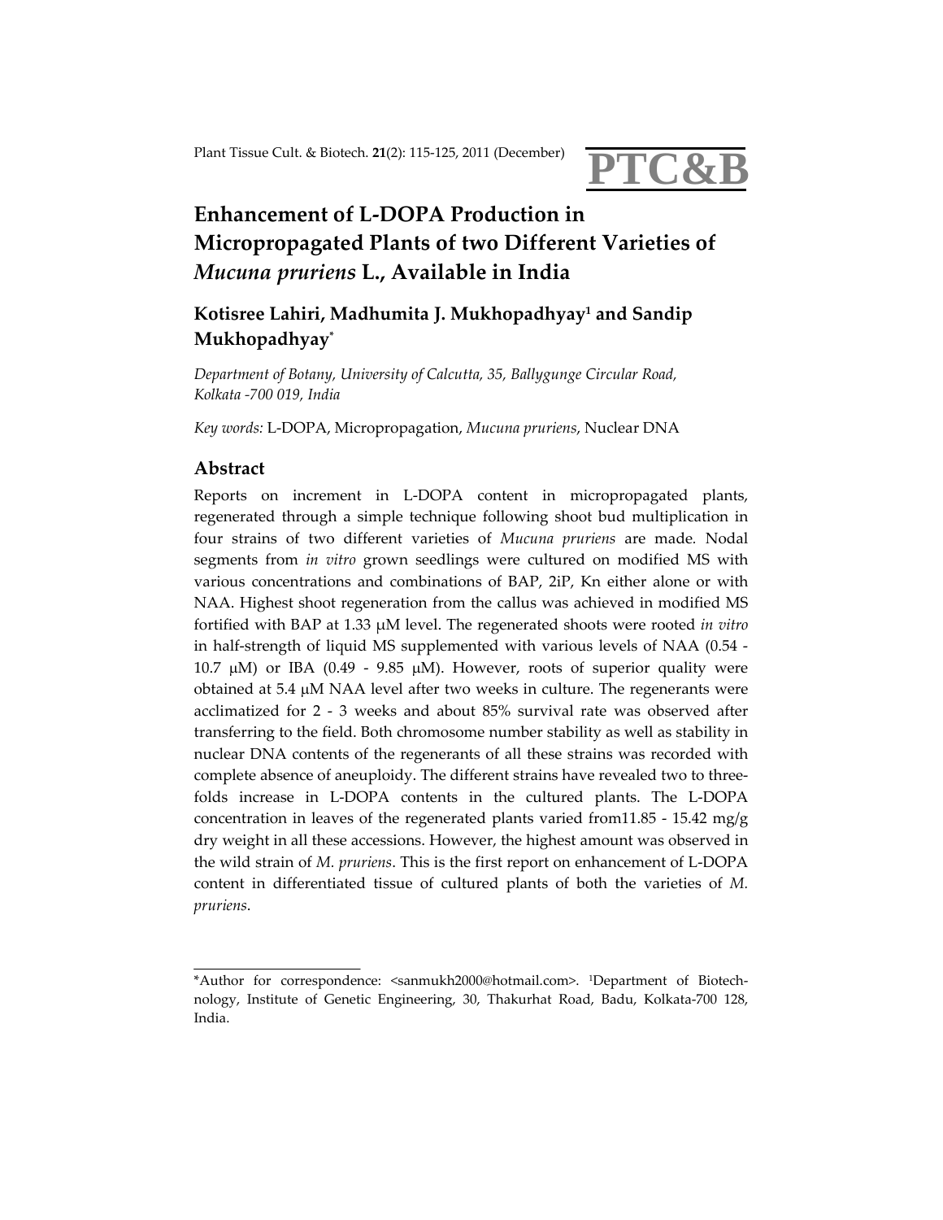# Enhancement of L-DOPA Production in Micropropagated Plants of two Different Varieties of *Mucuna pruriens* L., Available in India

## Kotisree Lahiri, Madhumita J. Mukhopadhyay[1] and Sandip Mukhopadhyay*

*Department of Botany, University of Calcutta, 35, Ballygunge Circular Road, Kolkata -700 019, India*

*Key words:* L-DOPA, Micropropagation, *Mucuna pruriens*, Nuclear DNA

## Abstract

Reports on increment in L-DOPA content in micropropagated plants, regenerated through a simple technique following shoot bud multiplication in four strains of two different varieties of *Mucuna pruriens* are made. Nodal segments from *in vitro* grown seedlings were cultured on modified MS with various concentrations and combinations of BAP, 2iP, Kn either alone or with NAA. Highest shoot regeneration from the callus was achieved in modified MS fortified with BAP at 1.33 μM level. The regenerated shoots were rooted *in vitro* in half-strength of liquid MS supplemented with various levels of NAA (0.54 - 10.7 μM) or IBA (0.49 - 9.85 μM). However, roots of superior quality were obtained at 5.4 μM NAA level after two weeks in culture. The regenerants were acclimatized for 2 - 3 weeks and about 85% survival rate was observed after transferring to the field. Both chromosome number stability as well as stability in nuclear DNA contents of the regenerants of all these strains was recorded with complete absence of aneuploidy. The different strains have revealed two to three-folds increase in L-DOPA contents in the cultured plants. The L-DOPA concentration in leaves of the regenerated plants varied from11.85 - 15.42 mg/g dry weight in all these accessions. However, the highest amount was observed in the wild strain of *M. pruriens*. This is the first report on enhancement of L-DOPA content in differentiated tissue of cultured plants of both the varieties of *M. pruriens*.

---

*Author for correspondence: <sanmukh2000@hotmail.com>. [1]Department of Biotechnology, Institute of Genetic Engineering, 30, Thakurhat Road, Badu, Kolkata-700 128, India.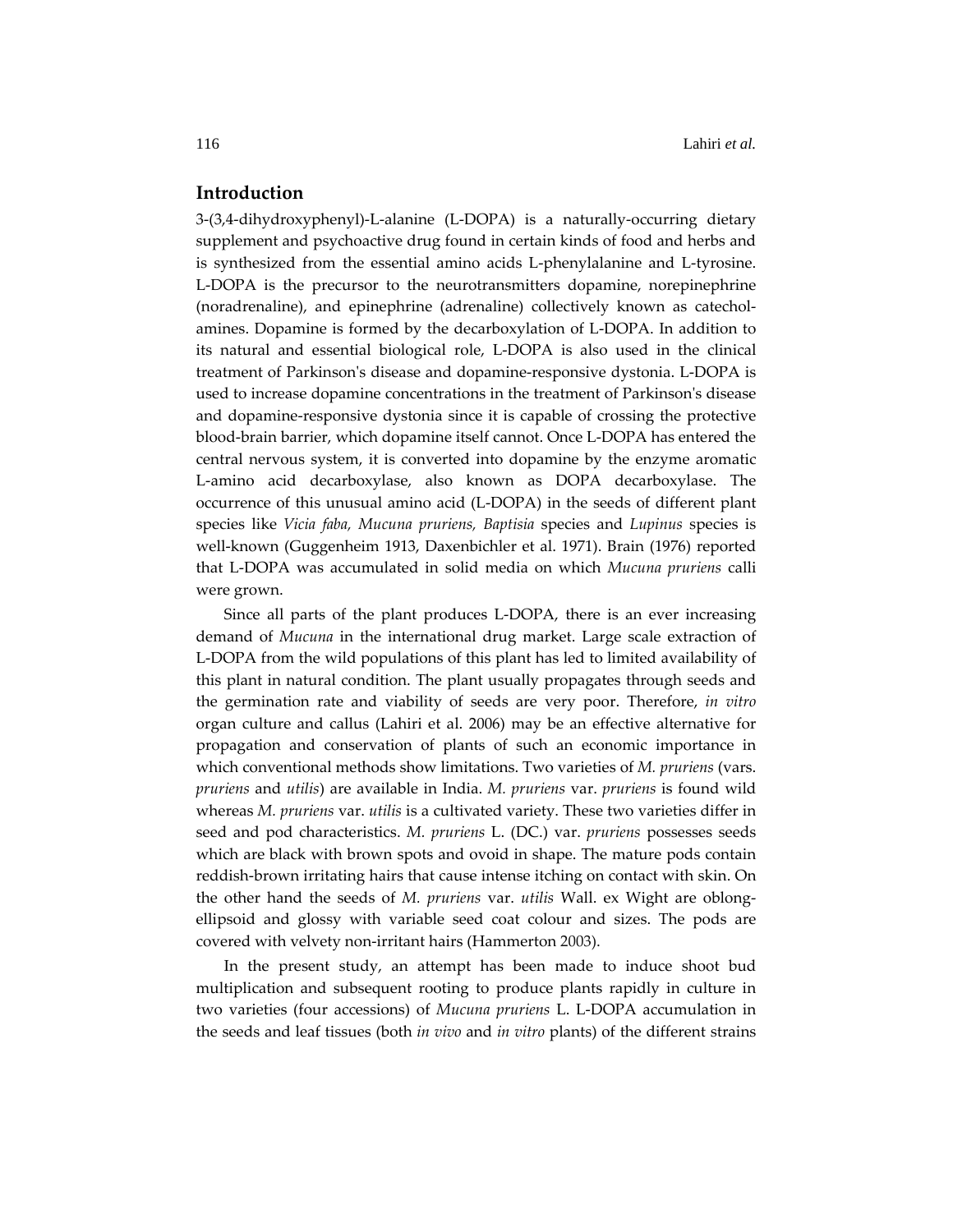## Introduction

3-(3,4-dihydroxyphenyl)-L-alanine (L-DOPA) is a naturally-occurring dietary supplement and psychoactive drug found in certain kinds of food and herbs and is synthesized from the essential amino acids L-phenylalanine and L-tyrosine. L-DOPA is the precursor to the neurotransmitters dopamine, norepinephrine (noradrenaline), and epinephrine (adrenaline) collectively known as catecholamines. Dopamine is formed by the decarboxylation of L-DOPA. In addition to its natural and essential biological role, L-DOPA is also used in the clinical treatment of Parkinson's disease and dopamine-responsive dystonia. L-DOPA is used to increase dopamine concentrations in the treatment of Parkinson's disease and dopamine-responsive dystonia since it is capable of crossing the protective blood-brain barrier, which dopamine itself cannot. Once L-DOPA has entered the central nervous system, it is converted into dopamine by the enzyme aromatic L-amino acid decarboxylase, also known as DOPA decarboxylase. The occurrence of this unusual amino acid (L-DOPA) in the seeds of different plant species like *Vicia faba*, *Mucuna pruriens*, *Baptisia* species and *Lupinus* species is well-known (Guggenheim 1913, Daxenbichler et al. 1971). Brain (1976) reported that L-DOPA was accumulated in solid media on which *Mucuna pruriens* calli were grown.

Since all parts of the plant produces L-DOPA, there is an ever increasing demand of *Mucuna* in the international drug market. Large scale extraction of L-DOPA from the wild populations of this plant has led to limited availability of this plant in natural condition. The plant usually propagates through seeds and the germination rate and viability of seeds are very poor. Therefore, *in vitro* organ culture and callus (Lahiri et al. 2006) may be an effective alternative for propagation and conservation of plants of such an economic importance in which conventional methods show limitations. Two varieties of *M. pruriens* (vars. *pruriens* and *utilis*) are available in India. *M. pruriens* var. *pruriens* is found wild whereas *M. pruriens* var. *utilis* is a cultivated variety. These two varieties differ in seed and pod characteristics. *M. pruriens* L. (DC.) var. *pruriens* possesses seeds which are black with brown spots and ovoid in shape. The mature pods contain reddish-brown irritating hairs that cause intense itching on contact with skin. On the other hand the seeds of *M. pruriens* var. *utilis* Wall. ex Wight are oblong-ellipsoid and glossy with variable seed coat colour and sizes. The pods are covered with velvety non-irritant hairs (Hammerton 2003).

In the present study, an attempt has been made to induce shoot bud multiplication and subsequent rooting to produce plants rapidly in culture in two varieties (four accessions) of *Mucuna pruriens* L. L-DOPA accumulation in the seeds and leaf tissues (both *in vivo* and *in vitro* plants) of the different strains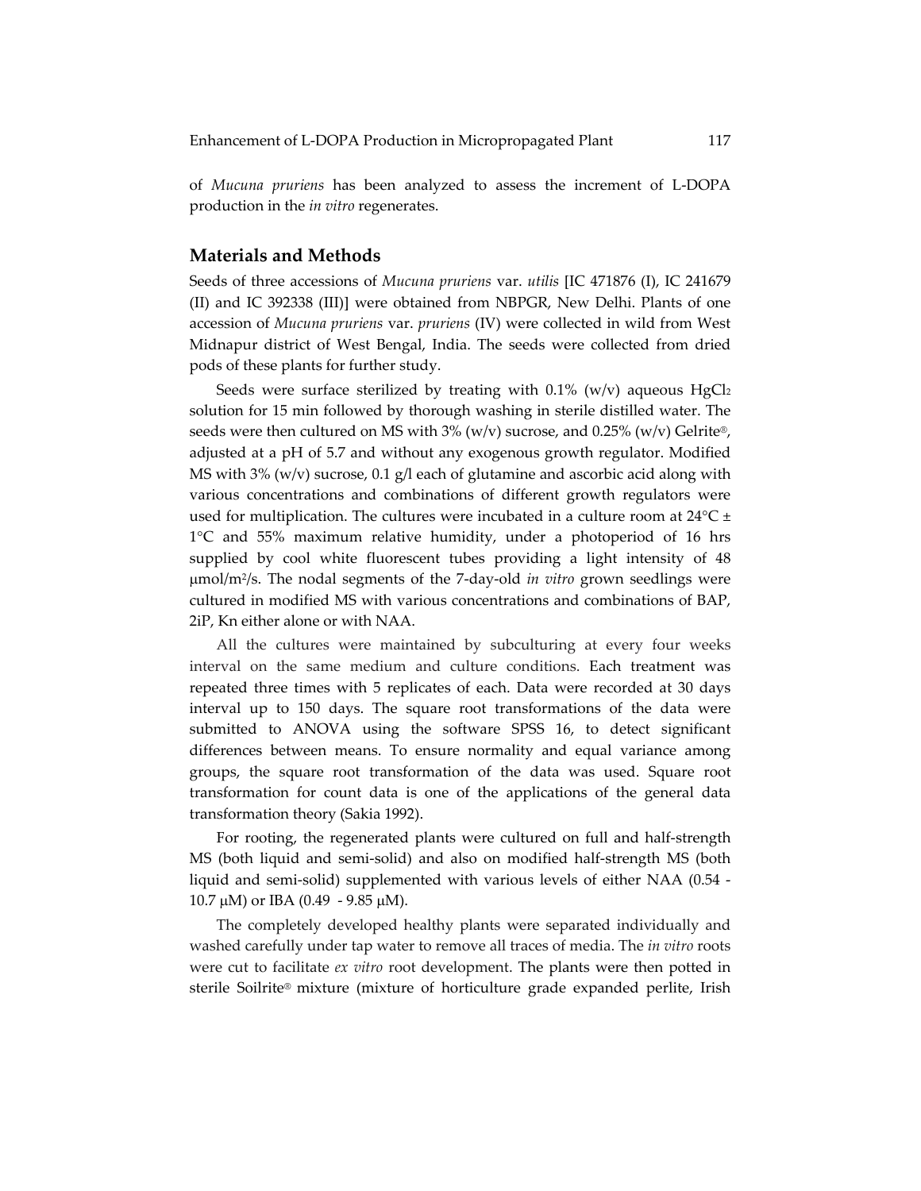of *Mucuna pruriens* has been analyzed to assess the increment of L-DOPA production in the *in vitro* regenerates.

## Materials and Methods

Seeds of three accessions of *Mucuna pruriens* var. *utilis* [IC 471876 (I), IC 241679 (II) and IC 392338 (III)] were obtained from NBPGR, New Delhi. Plants of one accession of *Mucuna pruriens* var. *pruriens* (IV) were collected in wild from West Midnapur district of West Bengal, India. The seeds were collected from dried pods of these plants for further study.

Seeds were surface sterilized by treating with 0.1% (w/v) aqueous $HgCl_2$ solution for 15 min followed by thorough washing in sterile distilled water. The seeds were then cultured on MS with 3% (w/v) sucrose, and 0.25% (w/v) Gelrite®, adjusted at a pH of 5.7 and without any exogenous growth regulator. Modified MS with 3% (w/v) sucrose, 0.1 g/l each of glutamine and ascorbic acid along with various concentrations and combinations of different growth regulators were used for multiplication. The cultures were incubated in a culture room at 24°C ± 1°C and 55% maximum relative humidity, under a photoperiod of 16 hrs supplied by cool white fluorescent tubes providing a light intensity of 48 μmol/$m^2$/s. The nodal segments of the 7-day-old *in vitro* grown seedlings were cultured in modified MS with various concentrations and combinations of BAP, 2iP, Kn either alone or with NAA.

All the cultures were maintained by subculturing at every four weeks interval on the same medium and culture conditions. Each treatment was repeated three times with 5 replicates of each. Data were recorded at 30 days interval up to 150 days. The square root transformations of the data were submitted to ANOVA using the software SPSS 16, to detect significant differences between means. To ensure normality and equal variance among groups, the square root transformation of the data was used. Square root transformation for count data is one of the applications of the general data transformation theory (Sakia 1992).

For rooting, the regenerated plants were cultured on full and half-strength MS (both liquid and semi-solid) and also on modified half-strength MS (both liquid and semi-solid) supplemented with various levels of either NAA (0.54 - 10.7 μM) or IBA (0.49 - 9.85 μM).

The completely developed healthy plants were separated individually and washed carefully under tap water to remove all traces of media. The *in vitro* roots were cut to facilitate *ex vitro* root development. The plants were then potted in sterile Soilrite® mixture (mixture of horticulture grade expanded perlite, Irish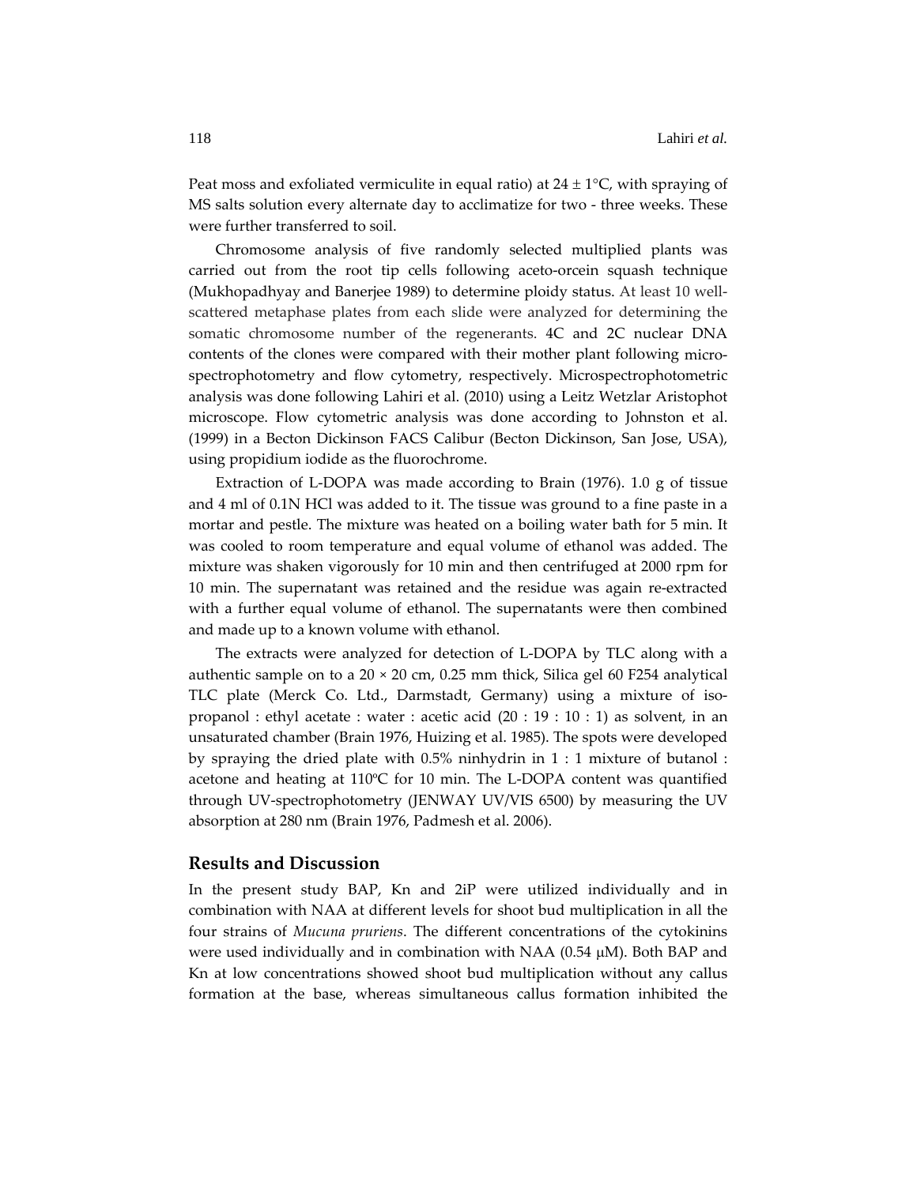Peat moss and exfoliated vermiculite in equal ratio) at 24 ± 1°C, with spraying of MS salts solution every alternate day to acclimatize for two - three weeks. These were further transferred to soil.

Chromosome analysis of five randomly selected multiplied plants was carried out from the root tip cells following aceto-orcein squash technique (Mukhopadhyay and Banerjee 1989) to determine ploidy status. At least 10 well-scattered metaphase plates from each slide were analyzed for determining the somatic chromosome number of the regenerants. 4C and 2C nuclear DNA contents of the clones were compared with their mother plant following micro-spectrophotometry and flow cytometry, respectively. Microspectrophotometric analysis was done following Lahiri et al. (2010) using a Leitz Wetzlar Aristophot microscope. Flow cytometric analysis was done according to Johnston et al. (1999) in a Becton Dickinson FACS Calibur (Becton Dickinson, San Jose, USA), using propidium iodide as the fluorochrome.

Extraction of L-DOPA was made according to Brain (1976). 1.0 g of tissue and 4 ml of 0.1N HCl was added to it. The tissue was ground to a fine paste in a mortar and pestle. The mixture was heated on a boiling water bath for 5 min. It was cooled to room temperature and equal volume of ethanol was added. The mixture was shaken vigorously for 10 min and then centrifuged at 2000 rpm for 10 min. The supernatant was retained and the residue was again re-extracted with a further equal volume of ethanol. The supernatants were then combined and made up to a known volume with ethanol.

The extracts were analyzed for detection of L-DOPA by TLC along with a authentic sample on to a 20 × 20 cm, 0.25 mm thick, Silica gel 60 F254 analytical TLC plate (Merck Co. Ltd., Darmstadt, Germany) using a mixture of iso-propanol : ethyl acetate : water : acetic acid (20 : 19 : 10 : 1) as solvent, in an unsaturated chamber (Brain 1976, Huizing et al. 1985). The spots were developed by spraying the dried plate with 0.5% ninhydrin in 1 : 1 mixture of butanol : acetone and heating at 110ºC for 10 min. The L-DOPA content was quantified through UV-spectrophotometry (JENWAY UV/VIS 6500) by measuring the UV absorption at 280 nm (Brain 1976, Padmesh et al. 2006).

## Results and Discussion

In the present study BAP, Kn and 2iP were utilized individually and in combination with NAA at different levels for shoot bud multiplication in all the four strains of *Mucuna pruriens*. The different concentrations of the cytokinins were used individually and in combination with NAA (0.54 μM). Both BAP and Kn at low concentrations showed shoot bud multiplication without any callus formation at the base, whereas simultaneous callus formation inhibited the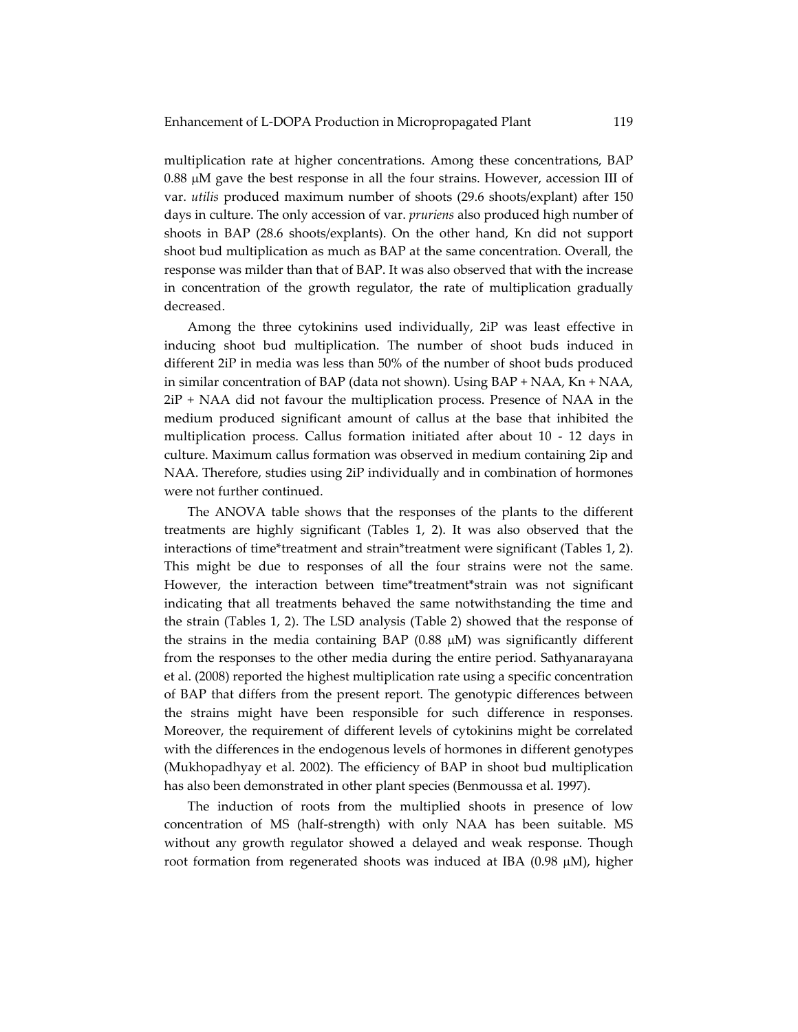multiplication rate at higher concentrations. Among these concentrations, BAP 0.88 μM gave the best response in all the four strains. However, accession III of var. *utilis* produced maximum number of shoots (29.6 shoots/explant) after 150 days in culture. The only accession of var. *pruriens* also produced high number of shoots in BAP (28.6 shoots/explants). On the other hand, Kn did not support shoot bud multiplication as much as BAP at the same concentration. Overall, the response was milder than that of BAP. It was also observed that with the increase in concentration of the growth regulator, the rate of multiplication gradually decreased.

Among the three cytokinins used individually, 2iP was least effective in inducing shoot bud multiplication. The number of shoot buds induced in different 2iP in media was less than 50% of the number of shoot buds produced in similar concentration of BAP (data not shown). Using BAP + NAA, Kn + NAA, 2iP + NAA did not favour the multiplication process. Presence of NAA in the medium produced significant amount of callus at the base that inhibited the multiplication process. Callus formation initiated after about 10 - 12 days in culture. Maximum callus formation was observed in medium containing 2ip and NAA. Therefore, studies using 2iP individually and in combination of hormones were not further continued.

The ANOVA table shows that the responses of the plants to the different treatments are highly significant (Tables 1, 2). It was also observed that the interactions of time*treatment and strain*treatment were significant (Tables 1, 2). This might be due to responses of all the four strains were not the same. However, the interaction between time*treatment*strain was not significant indicating that all treatments behaved the same notwithstanding the time and the strain (Tables 1, 2). The LSD analysis (Table 2) showed that the response of the strains in the media containing BAP (0.88 μM) was significantly different from the responses to the other media during the entire period. Sathyanarayana et al. (2008) reported the highest multiplication rate using a specific concentration of BAP that differs from the present report. The genotypic differences between the strains might have been responsible for such difference in responses. Moreover, the requirement of different levels of cytokinins might be correlated with the differences in the endogenous levels of hormones in different genotypes (Mukhopadhyay et al. 2002). The efficiency of BAP in shoot bud multiplication has also been demonstrated in other plant species (Benmoussa et al. 1997).

The induction of roots from the multiplied shoots in presence of low concentration of MS (half-strength) with only NAA has been suitable. MS without any growth regulator showed a delayed and weak response. Though root formation from regenerated shoots was induced at IBA (0.98 μM), higher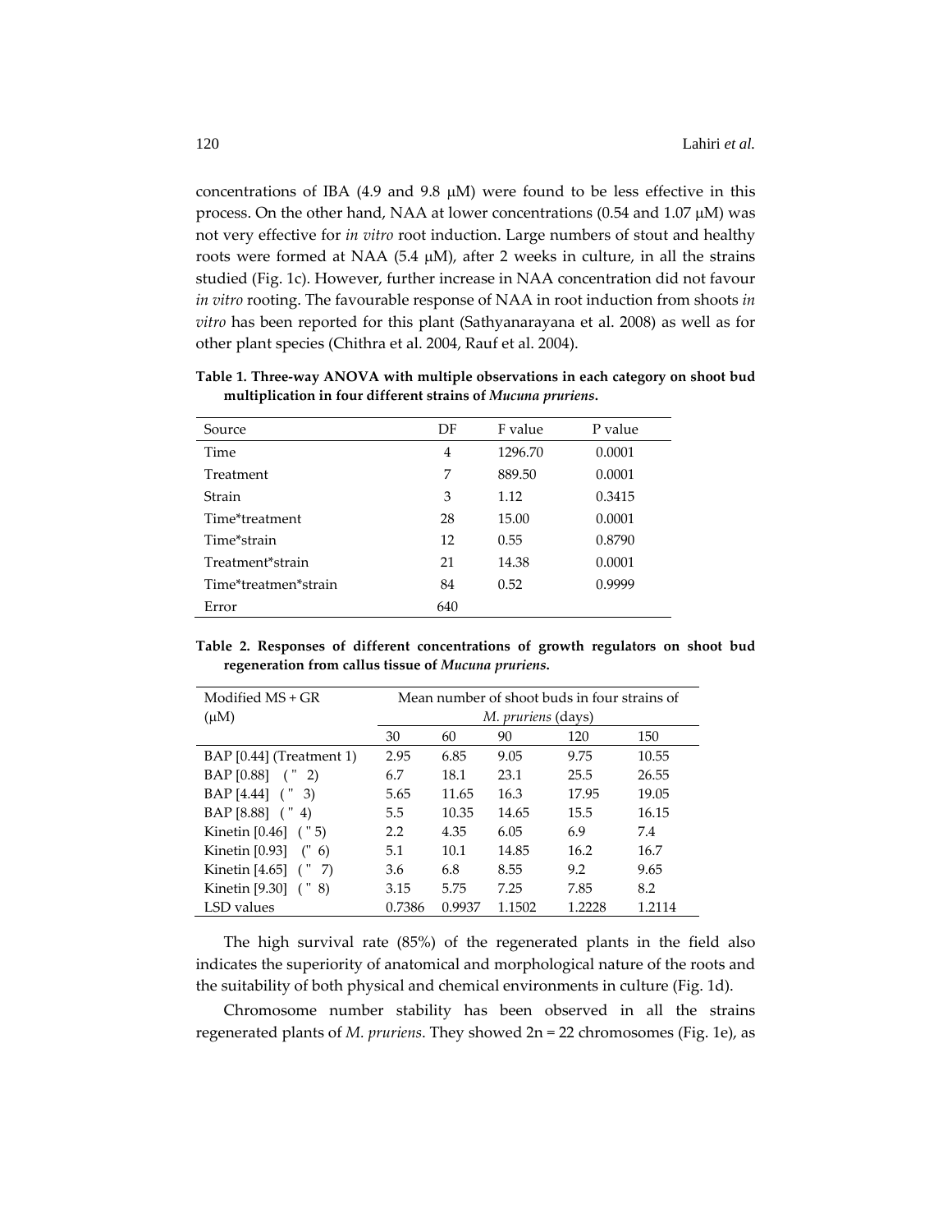concentrations of IBA (4.9 and 9.8 μM) were found to be less effective in this process. On the other hand, NAA at lower concentrations (0.54 and 1.07 μM) was not very effective for *in vitro* root induction. Large numbers of stout and healthy roots were formed at NAA (5.4 μM), after 2 weeks in culture, in all the strains studied (Fig. 1c). However, further increase in NAA concentration did not favour *in vitro* rooting. The favourable response of NAA in root induction from shoots *in vitro* has been reported for this plant (Sathyanarayana et al. 2008) as well as for other plant species (Chithra et al. 2004, Rauf et al. 2004).

**Table 1. Three-way ANOVA with multiple observations in each category on shoot bud multiplication in four different strains of *Mucuna pruriens*.**

| Source | DF | F value | P value |
|---|---|---|---|
| Time | 4 | 1296.70 | 0.0001 |
| Treatment | 7 | 889.50 | 0.0001 |
| Strain | 3 | 1.12 | 0.3415 |
| Time*treatment | 28 | 15.00 | 0.0001 |
| Time*strain | 12 | 0.55 | 0.8790 |
| Treatment*strain | 21 | 14.38 | 0.0001 |
| Time*treatmen*strain | 84 | 0.52 | 0.9999 |
| Error | 640 | | |

**Table 2. Responses of different concentrations of growth regulators on shoot bud regeneration from callus tissue of *Mucuna pruriens*.**

| Modified MS + GR (μM) | Mean number of shoot buds in four strains of *M. pruriens* (days) | | | | |
|---|---|---|---|---|---|
| | 30 | 60 | 90 | 120 | 150 |
| BAP [0.44] (Treatment 1) | 2.95 | 6.85 | 9.05 | 9.75 | 10.55 |
| BAP [0.88] ( " 2) | 6.7 | 18.1 | 23.1 | 25.5 | 26.55 |
| BAP [4.44] ( " 3) | 5.65 | 11.65 | 16.3 | 17.95 | 19.05 |
| BAP [8.88] ( " 4) | 5.5 | 10.35 | 14.65 | 15.5 | 16.15 |
| Kinetin [0.46] ( " 5) | 2.2 | 4.35 | 6.05 | 6.9 | 7.4 |
| Kinetin [0.93] (" 6) | 5.1 | 10.1 | 14.85 | 16.2 | 16.7 |
| Kinetin [4.65] ( " 7) | 3.6 | 6.8 | 8.55 | 9.2 | 9.65 |
| Kinetin [9.30] ( " 8) | 3.15 | 5.75 | 7.25 | 7.85 | 8.2 |
| LSD values | 0.7386 | 0.9937 | 1.1502 | 1.2228 | 1.2114 |

The high survival rate (85%) of the regenerated plants in the field also indicates the superiority of anatomical and morphological nature of the roots and the suitability of both physical and chemical environments in culture (Fig. 1d).

Chromosome number stability has been observed in all the strains regenerated plants of *M. pruriens*. They showed 2n = 22 chromosomes (Fig. 1e), as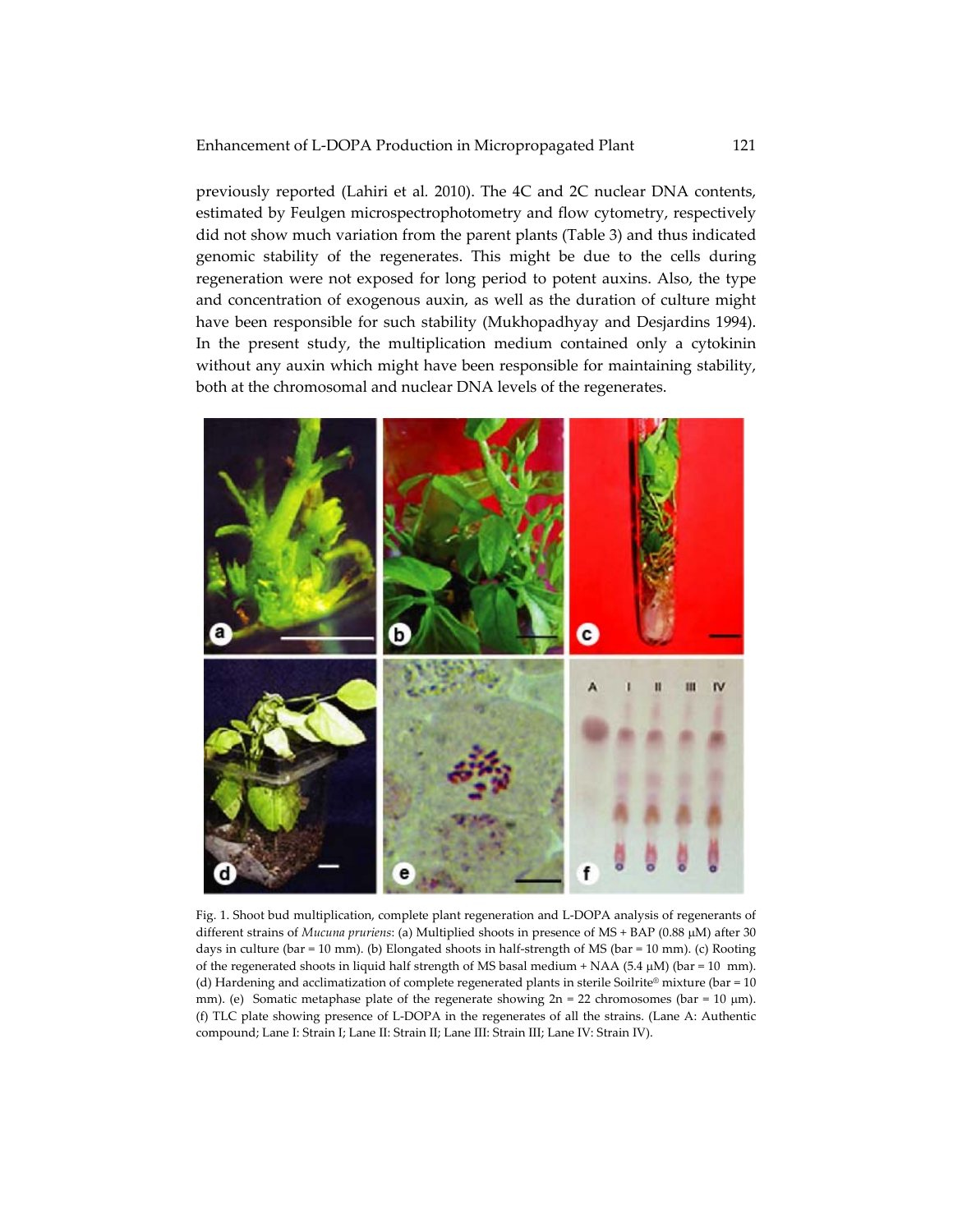previously reported (Lahiri et al. 2010). The 4C and 2C nuclear DNA contents, estimated by Feulgen microspectrophotometry and flow cytometry, respectively did not show much variation from the parent plants (Table 3) and thus indicated genomic stability of the regenerates. This might be due to the cells during regeneration were not exposed for long period to potent auxins. Also, the type and concentration of exogenous auxin, as well as the duration of culture might have been responsible for such stability (Mukhopadhyay and Desjardins 1994). In the present study, the multiplication medium contained only a cytokinin without any auxin which might have been responsible for maintaining stability, both at the chromosomal and nuclear DNA levels of the regenerates.

Fig. 1. Shoot bud multiplication, complete plant regeneration and L-DOPA analysis of regenerants of different strains of *Mucuna pruriens*: (a) Multiplied shoots in presence of MS + BAP (0.88 μM) after 30 days in culture (bar = 10 mm). (b) Elongated shoots in half-strength of MS (bar = 10 mm). (c) Rooting of the regenerated shoots in liquid half strength of MS basal medium + NAA (5.4 μM) (bar = 10 mm). (d) Hardening and acclimatization of complete regenerated plants in sterile Soilrite® mixture (bar = 10 mm). (e) Somatic metaphase plate of the regenerate showing 2n = 22 chromosomes (bar = 10 μm). (f) TLC plate showing presence of L-DOPA in the regenerates of all the strains. (Lane A: Authentic compound; Lane I: Strain I; Lane II: Strain II; Lane III: Strain III; Lane IV: Strain IV).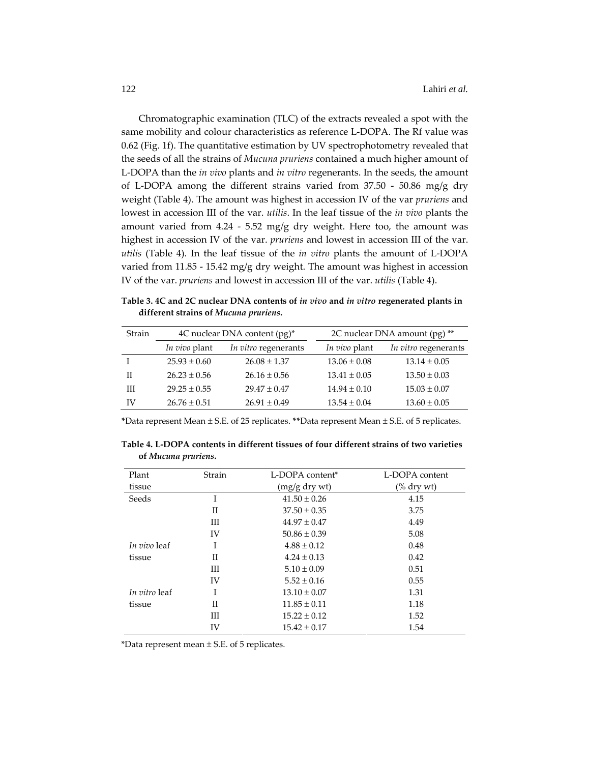Chromatographic examination (TLC) of the extracts revealed a spot with the same mobility and colour characteristics as reference L-DOPA. The Rf value was 0.62 (Fig. 1f). The quantitative estimation by UV spectrophotometry revealed that the seeds of all the strains of *Mucuna pruriens* contained a much higher amount of L-DOPA than the *in vivo* plants and *in vitro* regenerants. In the seeds, the amount of L-DOPA among the different strains varied from 37.50 - 50.86 mg/g dry weight (Table 4). The amount was highest in accession IV of the var *pruriens* and lowest in accession III of the var. *utilis*. In the leaf tissue of the *in vivo* plants the amount varied from 4.24 - 5.52 mg/g dry weight. Here too, the amount was highest in accession IV of the var. *pruriens* and lowest in accession III of the var. *utilis* (Table 4). In the leaf tissue of the *in vitro* plants the amount of L-DOPA varied from 11.85 - 15.42 mg/g dry weight. The amount was highest in accession IV of the var. *pruriens* and lowest in accession III of the var. *utilis* (Table 4).

**Table 3. 4C and 2C nuclear DNA contents of *in vivo* and *in vitro* regenerated plants in different strains of *Mucuna pruriens*.**

| Strain | 4C nuclear DNA content (pg)* | | 2C nuclear DNA amount (pg) ** | |
|---|---|---|---|---|
| | *In vivo* plant | *In vitro* regenerants | *In vivo* plant | *In vitro* regenerants |
| I | 25.93 ± 0.60 | 26.08 ± 1.37 | 13.06 ± 0.08 | 13.14 ± 0.05 |
| II | 26.23 ± 0.56 | 26.16 ± 0.56 | 13.41 ± 0.05 | 13.50 ± 0.03 |
| III | 29.25 ± 0.55 | 29.47 ± 0.47 | 14.94 ± 0.10 | 15.03 ± 0.07 |
| IV | 26.76 ± 0.51 | 26.91 ± 0.49 | 13.54 ± 0.04 | 13.60 ± 0.05 |

*Data represent Mean ± S.E. of 25 replicates. **Data represent Mean ± S.E. of 5 replicates.

**Table 4. L-DOPA contents in different tissues of four different strains of two varieties of *Mucuna pruriens*.**

| Plant tissue | Strain | L-DOPA content* (mg/g dry wt) | L-DOPA content (% dry wt) |
|---|---|---|---|
| Seeds | I | 41.50 ± 0.26 | 4.15 |
| | II | 37.50 ± 0.35 | 3.75 |
| | III | 44.97 ± 0.47 | 4.49 |
| | IV | 50.86 ± 0.39 | 5.08 |
| *In vivo* leaf tissue | I | 4.88 ± 0.12 | 0.48 |
| | II | 4.24 ± 0.13 | 0.42 |
| | III | 5.10 ± 0.09 | 0.51 |
| | IV | 5.52 ± 0.16 | 0.55 |
| *In vitro* leaf tissue | I | 13.10 ± 0.07 | 1.31 |
| | II | 11.85 ± 0.11 | 1.18 |
| | III | 15.22 ± 0.12 | 1.52 |
| | IV | 15.42 ± 0.17 | 1.54 |

*Data represent mean ± S.E. of 5 replicates.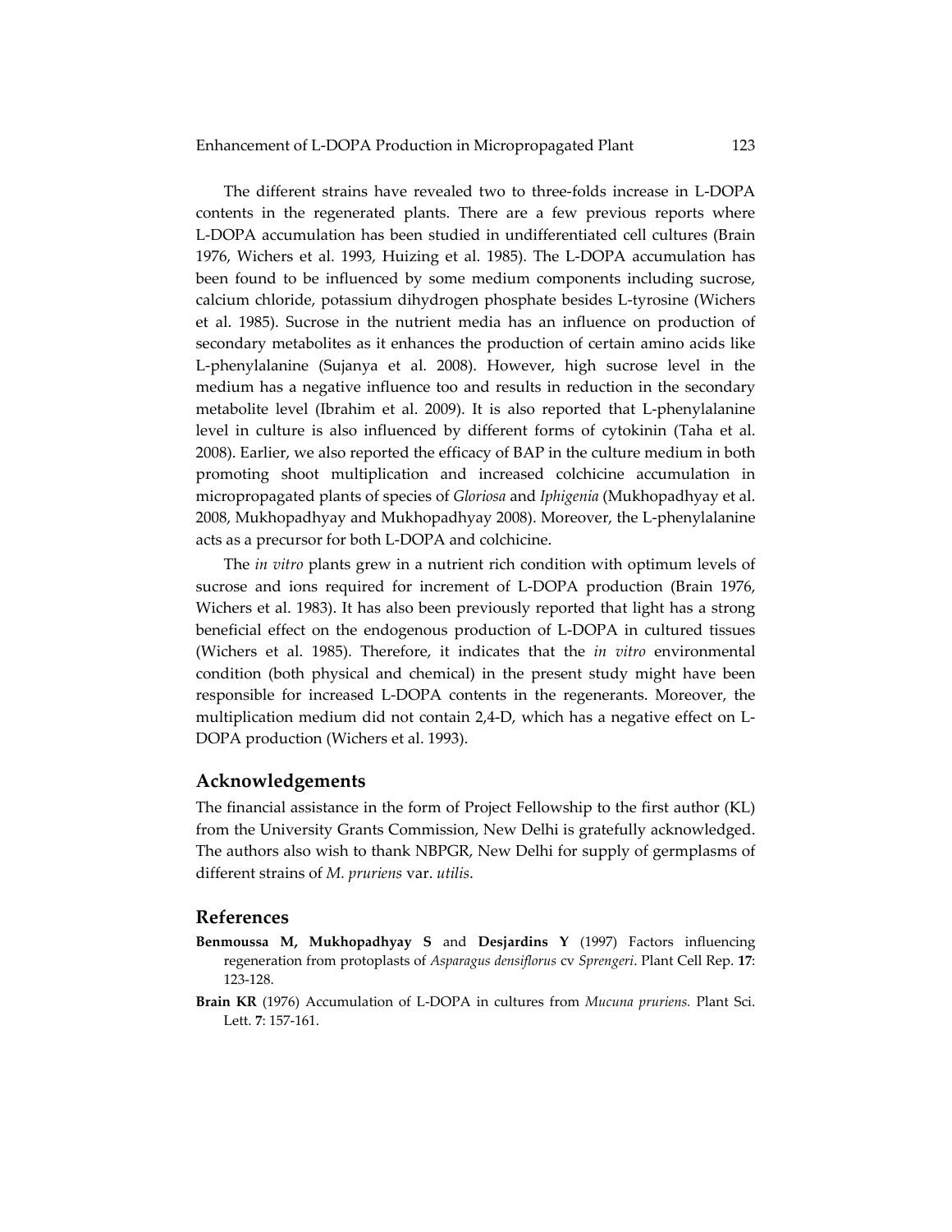The different strains have revealed two to three-folds increase in L-DOPA contents in the regenerated plants. There are a few previous reports where L-DOPA accumulation has been studied in undifferentiated cell cultures (Brain 1976, Wichers et al. 1993, Huizing et al. 1985). The L-DOPA accumulation has been found to be influenced by some medium components including sucrose, calcium chloride, potassium dihydrogen phosphate besides L-tyrosine (Wichers et al. 1985). Sucrose in the nutrient media has an influence on production of secondary metabolites as it enhances the production of certain amino acids like L-phenylalanine (Sujanya et al. 2008). However, high sucrose level in the medium has a negative influence too and results in reduction in the secondary metabolite level (Ibrahim et al. 2009). It is also reported that L-phenylalanine level in culture is also influenced by different forms of cytokinin (Taha et al. 2008). Earlier, we also reported the efficacy of BAP in the culture medium in both promoting shoot multiplication and increased colchicine accumulation in micropropagated plants of species of *Gloriosa* and *Iphigenia* (Mukhopadhyay et al. 2008, Mukhopadhyay and Mukhopadhyay 2008). Moreover, the L-phenylalanine acts as a precursor for both L-DOPA and colchicine.

The *in vitro* plants grew in a nutrient rich condition with optimum levels of sucrose and ions required for increment of L-DOPA production (Brain 1976, Wichers et al. 1983). It has also been previously reported that light has a strong beneficial effect on the endogenous production of L-DOPA in cultured tissues (Wichers et al. 1985). Therefore, it indicates that the *in vitro* environmental condition (both physical and chemical) in the present study might have been responsible for increased L-DOPA contents in the regenerants. Moreover, the multiplication medium did not contain 2,4-D, which has a negative effect on L-DOPA production (Wichers et al. 1993).

## Acknowledgements

The financial assistance in the form of Project Fellowship to the first author (KL) from the University Grants Commission, New Delhi is gratefully acknowledged. The authors also wish to thank NBPGR, New Delhi for supply of germplasms of different strains of *M. pruriens* var. *utilis*.

## References

**Benmoussa M, Mukhopadhyay S** and **Desjardins Y** (1997) Factors influencing regeneration from protoplasts of *Asparagus densiflorus* cv *Sprengeri*. Plant Cell Rep. **17**: 123-128.

**Brain KR** (1976) Accumulation of L-DOPA in cultures from *Mucuna pruriens.* Plant Sci. Lett. **7**: 157-161.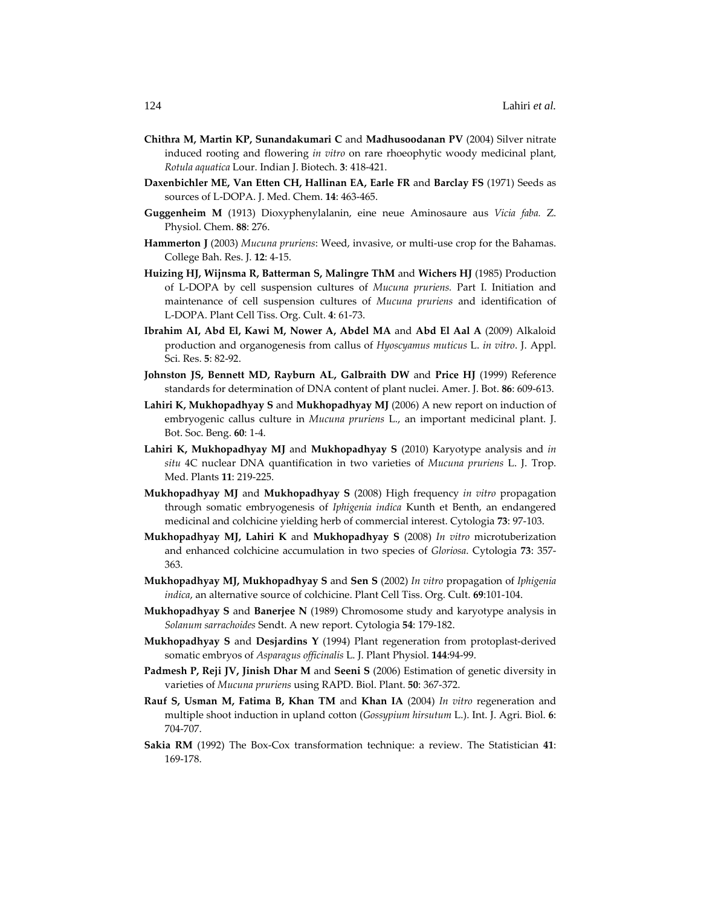**Chithra M, Martin KP, Sunandakumari C** and **Madhusoodanan PV** (2004) Silver nitrate induced rooting and flowering *in vitro* on rare rhoeophytic woody medicinal plant, *Rotula aquatica* Lour. Indian J. Biotech. **3**: 418-421.

**Daxenbichler ME, Van Etten CH, Hallinan EA, Earle FR** and **Barclay FS** (1971) Seeds as sources of L-DOPA. J. Med. Chem. **14**: 463-465.

**Guggenheim M** (1913) Dioxyphenylalanin, eine neue Aminosaure aus *Vicia faba.* Z. Physiol. Chem. **88**: 276.

**Hammerton J** (2003) *Mucuna pruriens*: Weed, invasive, or multi-use crop for the Bahamas. College Bah. Res. J. **12**: 4-15.

**Huizing HJ, Wijnsma R, Batterman S, Malingre ThM** and **Wichers HJ** (1985) Production of L-DOPA by cell suspension cultures of *Mucuna pruriens.* Part I. Initiation and maintenance of cell suspension cultures of *Mucuna pruriens* and identification of L-DOPA. Plant Cell Tiss. Org. Cult. **4**: 61-73.

**Ibrahim AI, Abd El, Kawi M, Nower A, Abdel MA** and **Abd El Aal A** (2009) Alkaloid production and organogenesis from callus of *Hyoscyamus muticus* L. *in vitro*. J. Appl. Sci. Res. **5**: 82-92.

**Johnston JS, Bennett MD, Rayburn AL, Galbraith DW** and **Price HJ** (1999) Reference standards for determination of DNA content of plant nuclei. Amer. J. Bot. **86**: 609-613.

**Lahiri K, Mukhopadhyay S** and **Mukhopadhyay MJ** (2006) A new report on induction of embryogenic callus culture in *Mucuna pruriens* L., an important medicinal plant. J. Bot. Soc. Beng. **60**: 1-4.

**Lahiri K, Mukhopadhyay MJ** and **Mukhopadhyay S** (2010) Karyotype analysis and *in situ* 4C nuclear DNA quantification in two varieties of *Mucuna pruriens* L. J. Trop. Med. Plants **11**: 219-225.

**Mukhopadhyay MJ** and **Mukhopadhyay S** (2008) High frequency *in vitro* propagation through somatic embryogenesis of *Iphigenia indica* Kunth et Benth, an endangered medicinal and colchicine yielding herb of commercial interest. Cytologia **73**: 97-103.

**Mukhopadhyay MJ, Lahiri K** and **Mukhopadhyay S** (2008) *In vitro* microtuberization and enhanced colchicine accumulation in two species of *Gloriosa*. Cytologia **73**: 357-363.

**Mukhopadhyay MJ, Mukhopadhyay S** and **Sen S** (2002) *In vitro* propagation of *Iphigenia indica*, an alternative source of colchicine. Plant Cell Tiss. Org. Cult. **69**:101-104.

**Mukhopadhyay S** and **Banerjee N** (1989) Chromosome study and karyotype analysis in *Solanum sarrachoides* Sendt. A new report. Cytologia **54**: 179-182.

**Mukhopadhyay S** and **Desjardins Y** (1994) Plant regeneration from protoplast-derived somatic embryos of *Asparagus officinalis* L. J. Plant Physiol. **144**:94-99.

**Padmesh P, Reji JV, Jinish Dhar M** and **Seeni S** (2006) Estimation of genetic diversity in varieties of *Mucuna pruriens* using RAPD. Biol. Plant. **50**: 367-372.

**Rauf S, Usman M, Fatima B, Khan TM** and **Khan IA** (2004) *In vitro* regeneration and multiple shoot induction in upland cotton (*Gossypium hirsutum* L.). Int. J. Agri. Biol. **6**: 704-707.

**Sakia RM** (1992) The Box-Cox transformation technique: a review. The Statistician **41**: 169-178.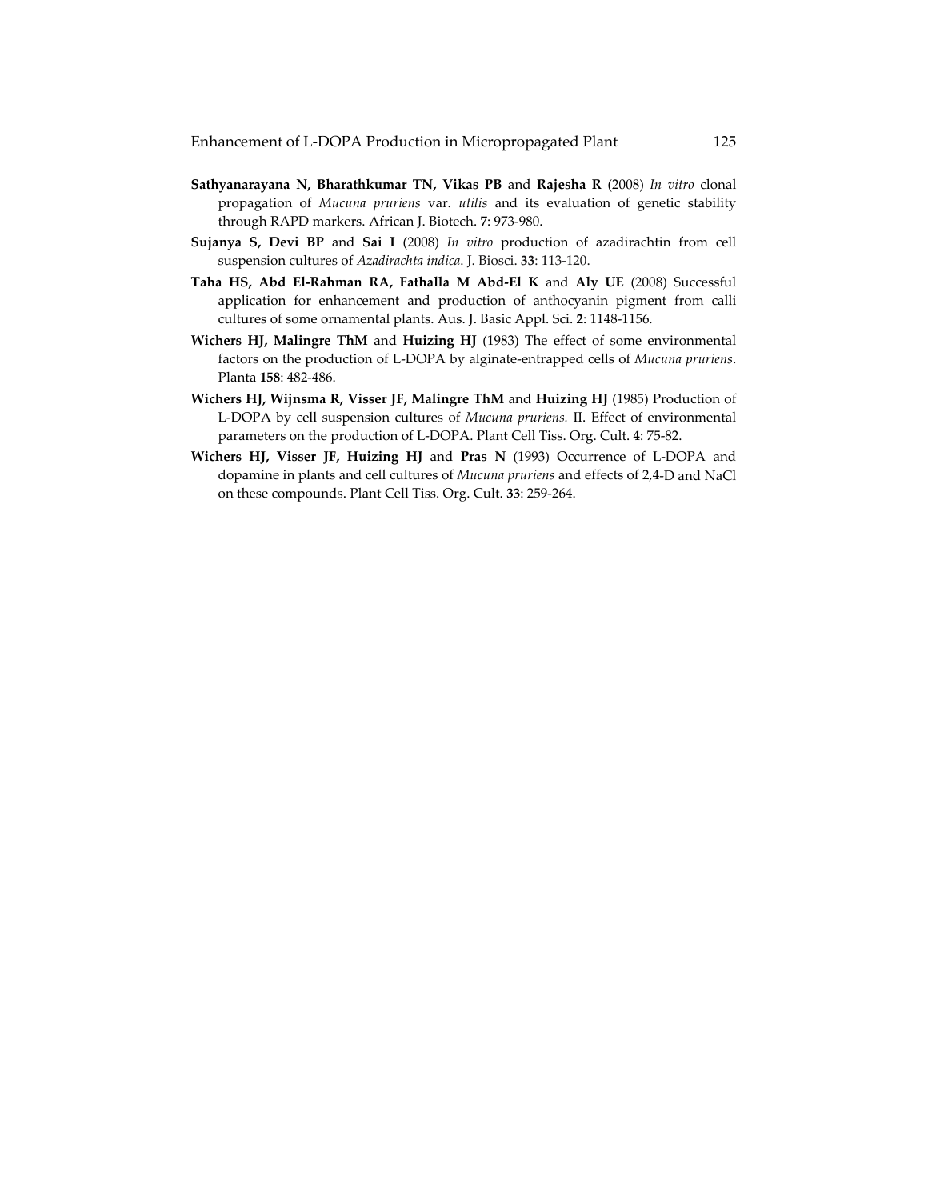**Sathyanarayana N, Bharathkumar TN, Vikas PB** and **Rajesha R** (2008) *In vitro* clonal propagation of *Mucuna pruriens* var. *utilis* and its evaluation of genetic stability through RAPD markers. African J. Biotech. **7**: 973-980.

**Sujanya S, Devi BP** and **Sai I** (2008) *In vitro* production of azadirachtin from cell suspension cultures of *Azadirachta indica*. J. Biosci. **33**: 113-120.

**Taha HS, Abd El-Rahman RA, Fathalla M Abd-El K** and **Aly UE** (2008) Successful application for enhancement and production of anthocyanin pigment from calli cultures of some ornamental plants. Aus. J. Basic Appl. Sci. **2**: 1148-1156.

**Wichers HJ, Malingre ThM** and **Huizing HJ** (1983) The effect of some environmental factors on the production of L-DOPA by alginate-entrapped cells of *Mucuna pruriens*. Planta **158**: 482-486.

**Wichers HJ, Wijnsma R, Visser JF, Malingre ThM** and **Huizing HJ** (1985) Production of L-DOPA by cell suspension cultures of *Mucuna pruriens.* II. Effect of environmental parameters on the production of L-DOPA. Plant Cell Tiss. Org. Cult. **4**: 75-82.

**Wichers HJ, Visser JF, Huizing HJ** and **Pras N** (1993) Occurrence of L-DOPA and dopamine in plants and cell cultures of *Mucuna pruriens* and effects of 2,4-D and NaCl on these compounds. Plant Cell Tiss. Org. Cult. **33**: 259-264.